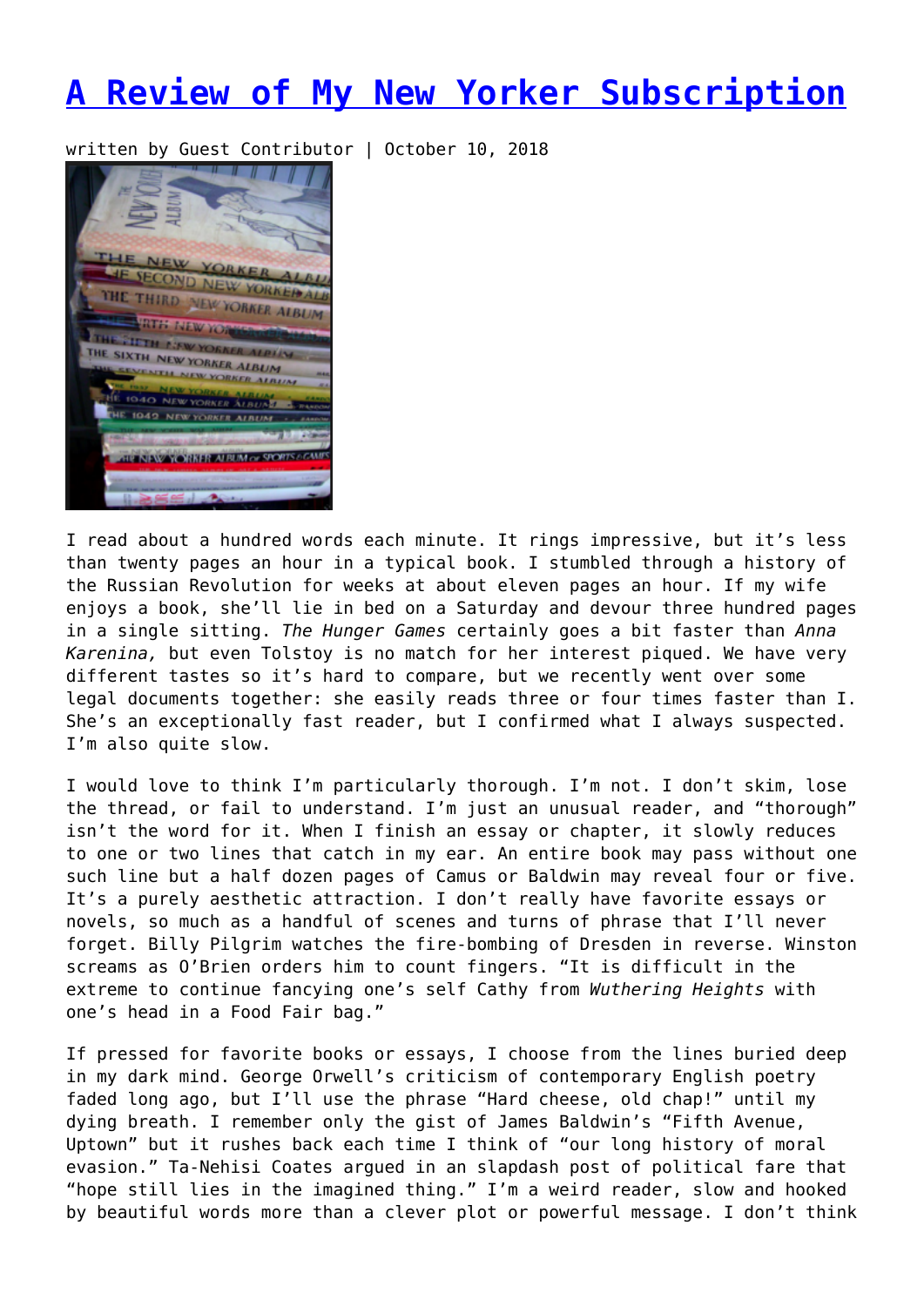# A Review of My New Yorker Subscription

written by Guest Contributor | October 10, 2018

I read about a hundred words each minute. It rings impressive, but it's less than twenty pages an hour in a typical book. I stumbled through a history of the Russian Revolution for weeks at about eleven pages an hour. If my wife enjoys a book, she'll lie in bed on a Saturday and devour three hundred pages in a single sitting. *The Hunger Games* certainly goes a bit faster than *Anna Karenina,* but even Tolstoy is no match for her interest piqued. We have very different tastes so it's hard to compare, but we recently went over some legal documents together: she easily reads three or four times faster than I. She's an exceptionally fast reader, but I confirmed what I always suspected. I'm also quite slow.

I would love to think I'm particularly thorough. I'm not. I don't skim, lose the thread, or fail to understand. I'm just an unusual reader, and "thorough" isn't the word for it. When I finish an essay or chapter, it slowly reduces to one or two lines that catch in my ear. An entire book may pass without one such line but a half dozen pages of Camus or Baldwin may reveal four or five. It's a purely aesthetic attraction. I don't really have favorite essays or novels, so much as a handful of scenes and turns of phrase that I'll never forget. Billy Pilgrim watches the fire-bombing of Dresden in reverse. Winston screams as O'Brien orders him to count fingers. "It is difficult in the extreme to continue fancying one's self Cathy from *Wuthering Heights* with one's head in a Food Fair bag."

If pressed for favorite books or essays, I choose from the lines buried deep in my dark mind. George Orwell's criticism of contemporary English poetry faded long ago, but I'll use the phrase "Hard cheese, old chap!" until my dying breath. I remember only the gist of James Baldwin's "Fifth Avenue, Uptown" but it rushes back each time I think of "our long history of moral evasion." Ta-Nehisi Coates argued in an slapdash post of political fare that "hope still lies in the imagined thing." I'm a weird reader, slow and hooked by beautiful words more than a clever plot or powerful message. I don't think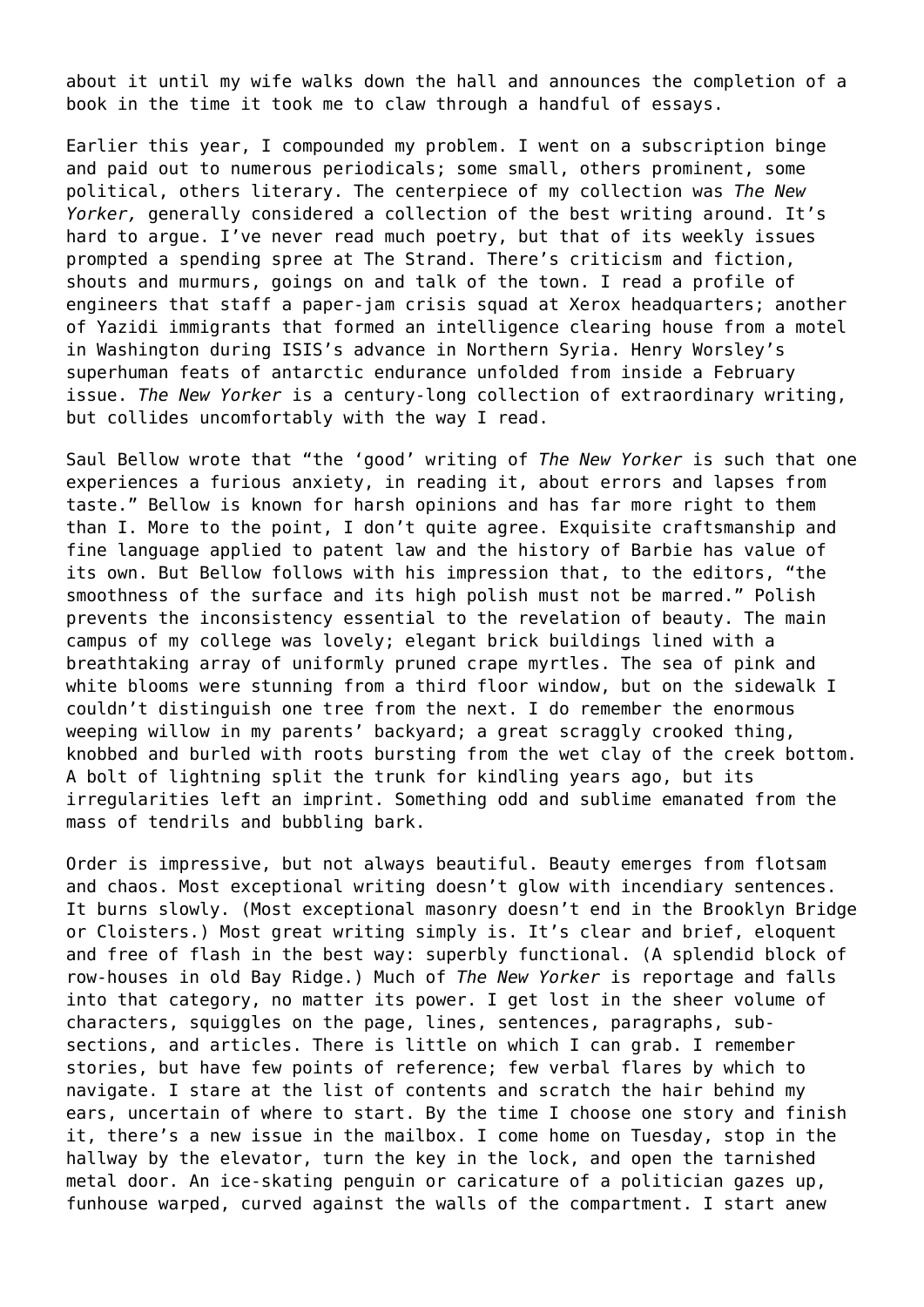about it until my wife walks down the hall and announces the completion of a book in the time it took me to claw through a handful of essays.

Earlier this year, I compounded my problem. I went on a subscription binge and paid out to numerous periodicals; some small, others prominent, some political, others literary. The centerpiece of my collection was *The New Yorker,* generally considered a collection of the best writing around. It's hard to argue. I've never read much poetry, but that of its weekly issues prompted a spending spree at The Strand. There's criticism and fiction, shouts and murmurs, goings on and talk of the town. I read a profile of engineers that staff a paper-jam crisis squad at Xerox headquarters; another of Yazidi immigrants that formed an intelligence clearing house from a motel in Washington during ISIS's advance in Northern Syria. Henry Worsley's superhuman feats of antarctic endurance unfolded from inside a February issue. *The New Yorker* is a century-long collection of extraordinary writing, but collides uncomfortably with the way I read.

Saul Bellow wrote that "the 'good' writing of *The New Yorker* is such that one experiences a furious anxiety, in reading it, about errors and lapses from taste." Bellow is known for harsh opinions and has far more right to them than I. More to the point, I don't quite agree. Exquisite craftsmanship and fine language applied to patent law and the history of Barbie has value of its own. But Bellow follows with his impression that, to the editors, "the smoothness of the surface and its high polish must not be marred." Polish prevents the inconsistency essential to the revelation of beauty. The main campus of my college was lovely; elegant brick buildings lined with a breathtaking array of uniformly pruned crape myrtles. The sea of pink and white blooms were stunning from a third floor window, but on the sidewalk I couldn't distinguish one tree from the next. I do remember the enormous weeping willow in my parents' backyard; a great scraggly crooked thing, knobbed and burled with roots bursting from the wet clay of the creek bottom. A bolt of lightning split the trunk for kindling years ago, but its irregularities left an imprint. Something odd and sublime emanated from the mass of tendrils and bubbling bark.

Order is impressive, but not always beautiful. Beauty emerges from flotsam and chaos. Most exceptional writing doesn't glow with incendiary sentences. It burns slowly. (Most exceptional masonry doesn't end in the Brooklyn Bridge or Cloisters.) Most great writing simply is. It's clear and brief, eloquent and free of flash in the best way: superbly functional. (A splendid block of row-houses in old Bay Ridge.) Much of *The New Yorker* is reportage and falls into that category, no matter its power. I get lost in the sheer volume of characters, squiggles on the page, lines, sentences, paragraphs, sub-sections, and articles. There is little on which I can grab. I remember stories, but have few points of reference; few verbal flares by which to navigate. I stare at the list of contents and scratch the hair behind my ears, uncertain of where to start. By the time I choose one story and finish it, there's a new issue in the mailbox. I come home on Tuesday, stop in the hallway by the elevator, turn the key in the lock, and open the tarnished metal door. An ice-skating penguin or caricature of a politician gazes up, funhouse warped, curved against the walls of the compartment. I start anew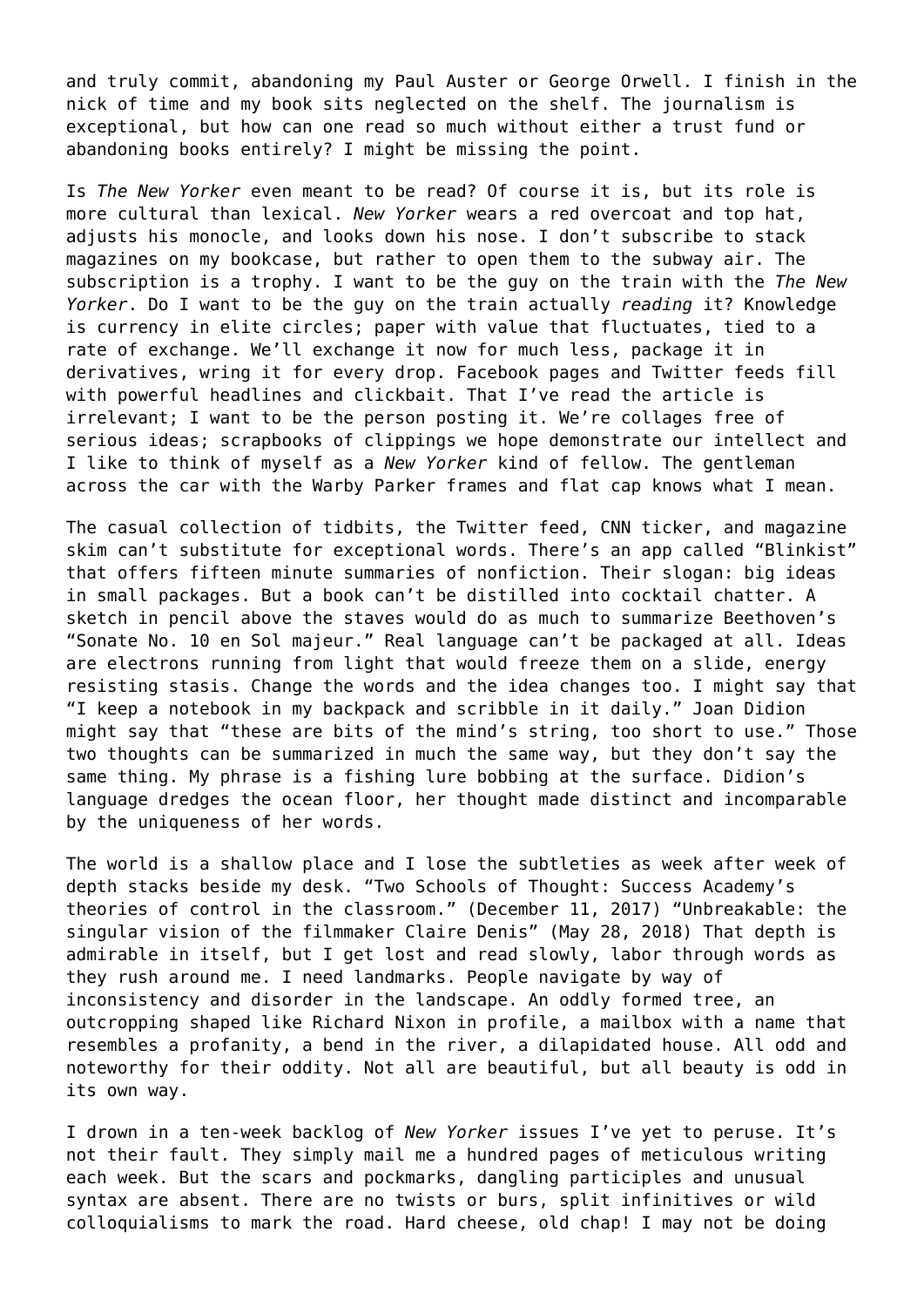and truly commit, abandoning my Paul Auster or George Orwell. I finish in the nick of time and my book sits neglected on the shelf. The journalism is exceptional, but how can one read so much without either a trust fund or abandoning books entirely? I might be missing the point.

Is *The New Yorker* even meant to be read? Of course it is, but its role is more cultural than lexical. *New Yorker* wears a red overcoat and top hat, adjusts his monocle, and looks down his nose. I don't subscribe to stack magazines on my bookcase, but rather to open them to the subway air. The subscription is a trophy. I want to be the guy on the train with the *The New Yorker*. Do I want to be the guy on the train actually *reading* it? Knowledge is currency in elite circles; paper with value that fluctuates, tied to a rate of exchange. We'll exchange it now for much less, package it in derivatives, wring it for every drop. Facebook pages and Twitter feeds fill with powerful headlines and clickbait. That I've read the article is irrelevant; I want to be the person posting it. We're collages free of serious ideas; scrapbooks of clippings we hope demonstrate our intellect and I like to think of myself as a *New Yorker* kind of fellow. The gentleman across the car with the Warby Parker frames and flat cap knows what I mean.

The casual collection of tidbits, the Twitter feed, CNN ticker, and magazine skim can't substitute for exceptional words. There's an app called "Blinkist" that offers fifteen minute summaries of nonfiction. Their slogan: big ideas in small packages. But a book can't be distilled into cocktail chatter. A sketch in pencil above the staves would do as much to summarize Beethoven's "Sonate No. 10 en Sol majeur." Real language can't be packaged at all. Ideas are electrons running from light that would freeze them on a slide, energy resisting stasis. Change the words and the idea changes too. I might say that "I keep a notebook in my backpack and scribble in it daily." Joan Didion might say that "these are bits of the mind's string, too short to use." Those two thoughts can be summarized in much the same way, but they don't say the same thing. My phrase is a fishing lure bobbing at the surface. Didion's language dredges the ocean floor, her thought made distinct and incomparable by the uniqueness of her words.

The world is a shallow place and I lose the subtleties as week after week of depth stacks beside my desk. "Two Schools of Thought: Success Academy's theories of control in the classroom." (December 11, 2017) "Unbreakable: the singular vision of the filmmaker Claire Denis" (May 28, 2018) That depth is admirable in itself, but I get lost and read slowly, labor through words as they rush around me. I need landmarks. People navigate by way of inconsistency and disorder in the landscape. An oddly formed tree, an outcropping shaped like Richard Nixon in profile, a mailbox with a name that resembles a profanity, a bend in the river, a dilapidated house. All odd and noteworthy for their oddity. Not all are beautiful, but all beauty is odd in its own way.

I drown in a ten-week backlog of *New Yorker* issues I've yet to peruse. It's not their fault. They simply mail me a hundred pages of meticulous writing each week. But the scars and pockmarks, dangling participles and unusual syntax are absent. There are no twists or burs, split infinitives or wild colloquialisms to mark the road. Hard cheese, old chap! I may not be doing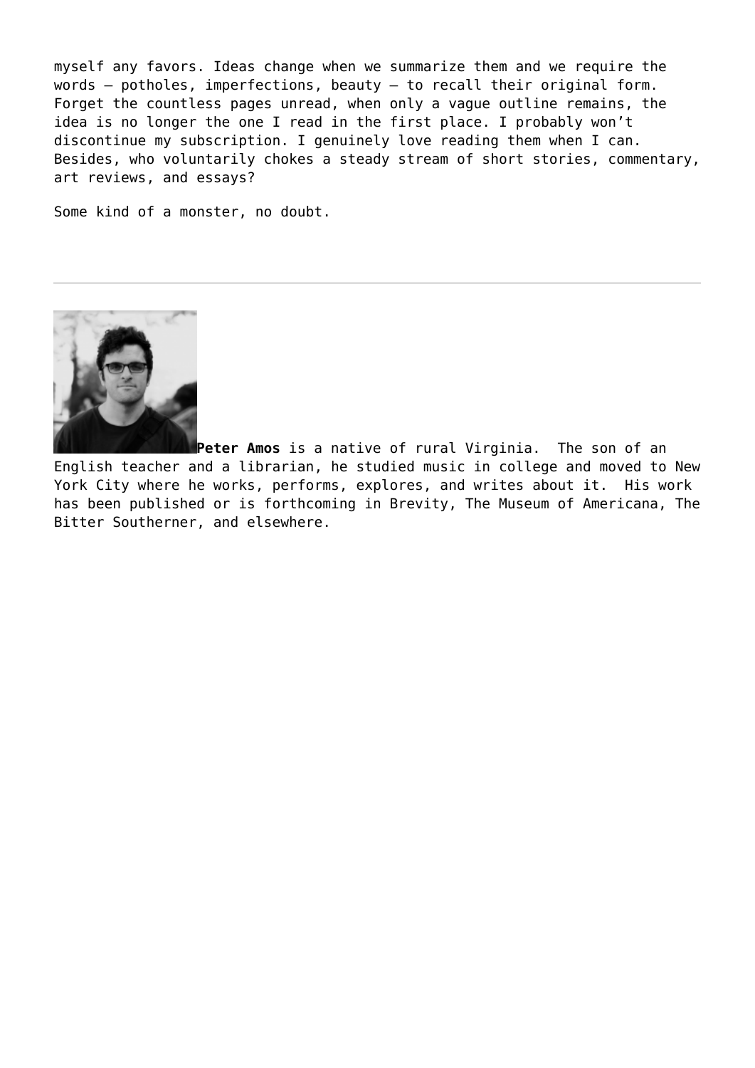myself any favors. Ideas change when we summarize them and we require the words – potholes, imperfections, beauty – to recall their original form. Forget the countless pages unread, when only a vague outline remains, the idea is no longer the one I read in the first place. I probably won't discontinue my subscription. I genuinely love reading them when I can. Besides, who voluntarily chokes a steady stream of short stories, commentary, art reviews, and essays?

Some kind of a monster, no doubt.

---

**Peter Amos** is a native of rural Virginia. The son of an English teacher and a librarian, he studied music in college and moved to New York City where he works, performs, explores, and writes about it. His work has been published or is forthcoming in Brevity, The Museum of Americana, The Bitter Southerner, and elsewhere.